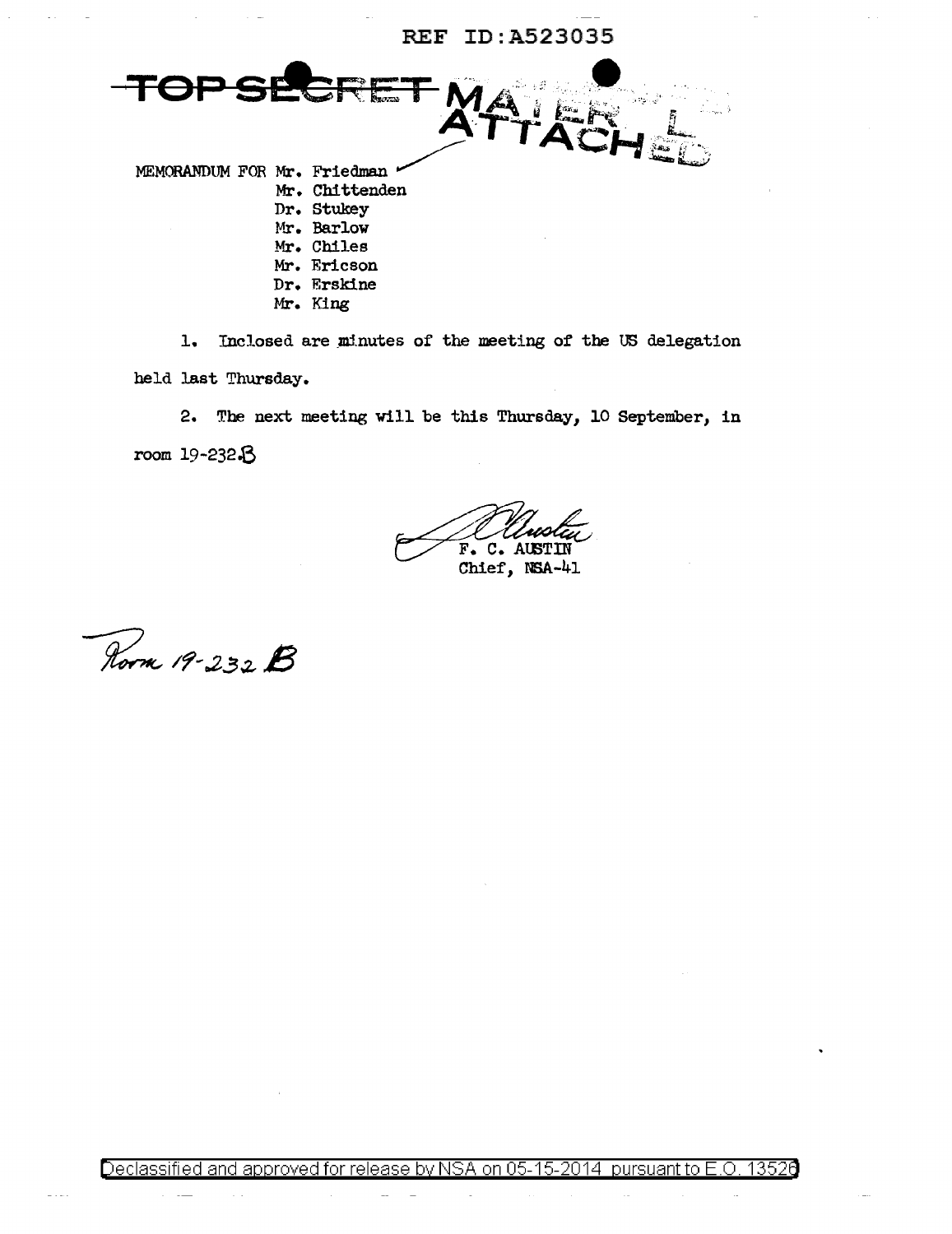REF ID:A523035

TOP SECRET MATERIAL ATTACHED

MEMORANDUM FOR Mr. Friedman
Mr. Chittenden
Dr. Stukey
Mr. Barlow
Mr. Chiles
Mr. Ericson
Dr. Erskine
Mr. King

1. Inclosed are minutes of the meeting of the US delegation held last Thursday.

2. The next meeting will be this Thursday, 10 September, in room 19-232.B

F. C. AUSTIN
Chief, NSA-41

Room 19-232 B

Declassified and approved for release by NSA on 05-15-2014 pursuant to E.O. 13526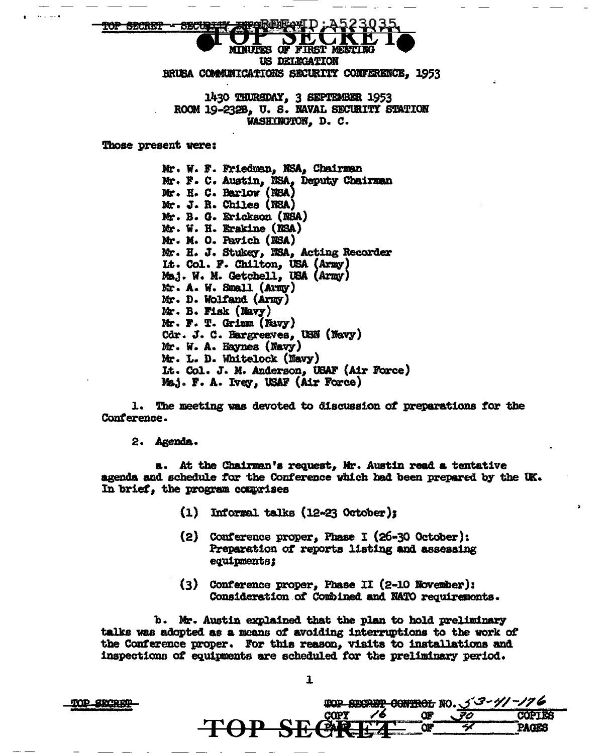TOP SECRET - SECURITY INFORMATION REF ID:A523035

# TOP SECRET

## MINUTES OF FIRST MEETING
## US DELEGATION
## BRUSA COMMUNICATIONS SECURITY CONFERENCE, 1953

1430 THURSDAY, 3 SEPTEMBER 1953
ROOM 19-232B, U. S. NAVAL SECURITY STATION
WASHINGTON, D. C.

Those present were:

Mr. W. F. Friedman, NSA, Chairman
Mr. F. C. Austin, NSA, Deputy Chairman
Mr. H. C. Barlow (NSA)
Mr. J. R. Chiles (NSA)
Mr. B. G. Erickson (NSA)
Mr. W. H. Erskine (NSA)
Mr. M. O. Pavich (NSA)
Mr. H. J. Stukey, NSA, Acting Recorder
Lt. Col. F. Chilton, USA (Army)
Maj. W. M. Getchell, USA (Army)
Mr. A. W. Small (Army)
Mr. D. Wolfand (Army)
Mr. B. Fisk (Navy)
Mr. F. T. Grimm (Navy)
Cdr. J. C. Hargreaves, USN (Navy)
Mr. W. A. Haynes (Navy)
Mr. L. D. Whitelock (Navy)
Lt. Col. J. M. Anderson, USAF (Air Force)
Maj. F. A. Ivey, USAF (Air Force)

1. The meeting was devoted to discussion of preparations for the Conference.

2. Agenda.

a. At the Chairman's request, Mr. Austin read a tentative agenda and schedule for the Conference which had been prepared by the UK. In brief, the program comprises

(1) Informal talks (12-23 October);

(2) Conference proper, Phase I (26-30 October): Preparation of reports listing and assessing equipments;

(3) Conference proper, Phase II (2-10 November): Consideration of Combined and NATO requirements.

b. Mr. Austin explained that the plan to hold preliminary talks was adopted as a means of avoiding interruptions to the work of the Conference proper. For this reason, visits to installations and inspections of equipments are scheduled for the preliminary period.

TOP SECRET

TOP SECRET CONTROL NO. 53-41-176
COPY 16 OF 30 COPIES
PAGE 1 OF 4 PAGES

TOP SECRET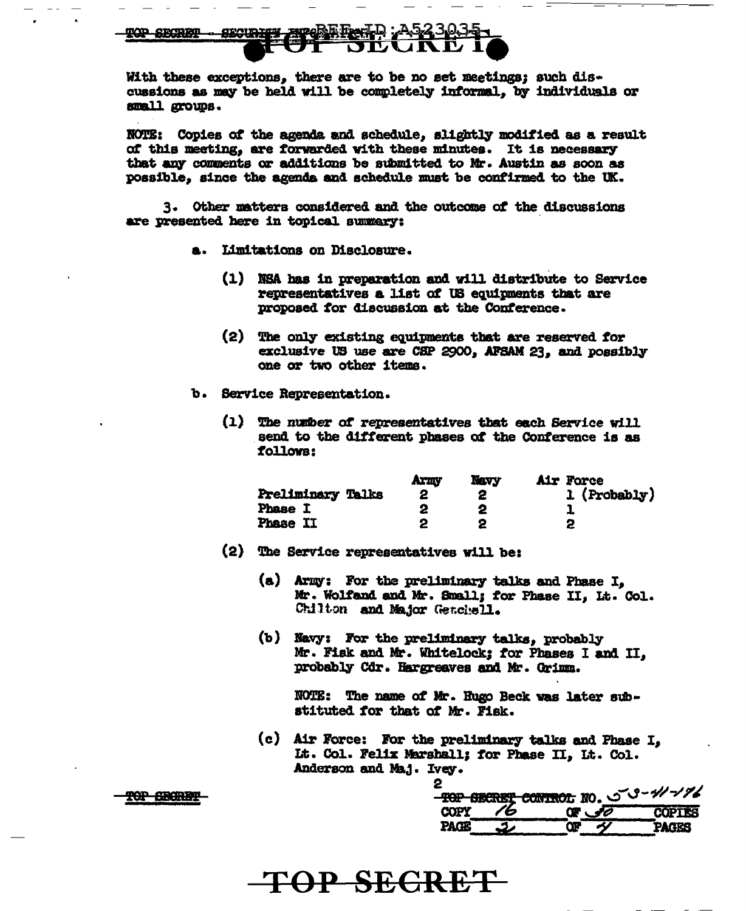With these exceptions, there are to be no set meetings; such discussions as may be held will be completely informal, by individuals or small groups.

NOTE: Copies of the agenda and schedule, slightly modified as a result of this meeting, are forwarded with these minutes. It is necessary that any comments or additions be submitted to Mr. Austin as soon as possible, since the agenda and schedule must be confirmed to the UK.

3. Other matters considered and the outcome of the discussions are presented here in topical summary:

a. Limitations on Disclosure.

(1) NSA has in preparation and will distribute to Service representatives a list of US equipments that are proposed for discussion at the Conference.

(2) The only existing equipments that are reserved for exclusive US use are CSP 2900, AFSAM 23, and possibly one or two other items.

b. Service Representation.

(1) The number of representatives that each Service will send to the different phases of the Conference is as follows:

| | Army | Navy | Air Force |
|---|---|---|---|
| Preliminary Talks | 2 | 2 | 1 (Probably) |
| Phase I | 2 | 2 | 1 |
| Phase II | 2 | 2 | 2 |

(2) The Service representatives will be:

(a) Army: For the preliminary talks and Phase I, Mr. Wolfand and Mr. Small; for Phase II, Lt. Col. Chilton and Major Getchell.

(b) Navy: For the preliminary talks, probably Mr. Fisk and Mr. Whitelock; for Phases I and II, probably Cdr. Hargreaves and Mr. Grimm.

NOTE: The name of Mr. Hugo Beck was later substituted for that of Mr. Fisk.

(c) Air Force: For the preliminary talks and Phase I, Lt. Col. Felix Marshall; for Phase II, Lt. Col. Anderson and Maj. Ivey.

TOP SECRET CONTROL NO. 53-41-196
COPY 16 OF 40 COPIES
PAGE 2 OF 4 PAGES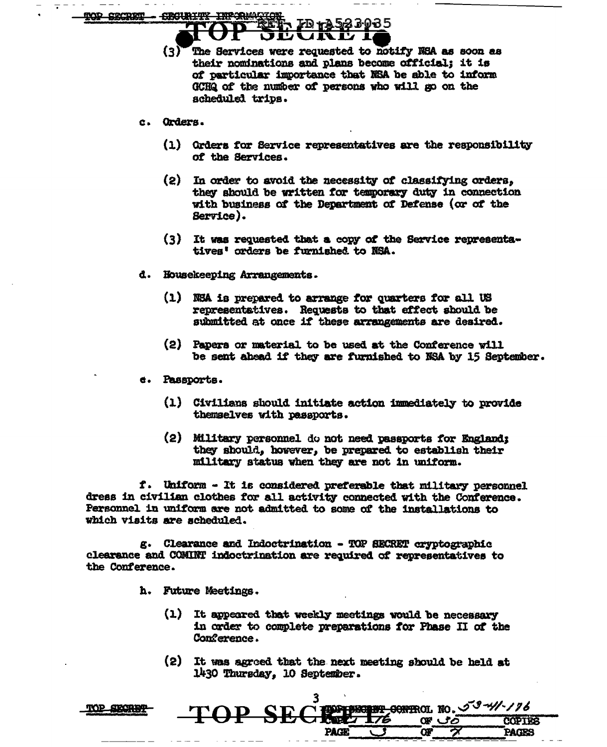(3) The Services were requested to notify NSA as soon as their nominations and plans become official; it is of particular importance that NSA be able to inform GCHQ of the number of persons who will go on the scheduled trips.

c. Orders.

(1) Orders for Service representatives are the responsibility of the Services.

(2) In order to avoid the necessity of classifying orders, they should be written for temporary duty in connection with business of the Department of Defense (or of the Service).

(3) It was requested that a copy of the Service representatives' orders be furnished to NSA.

d. Housekeeping Arrangements.

(1) NSA is prepared to arrange for quarters for all US representatives. Requests to that effect should be submitted at once if these arrangements are desired.

(2) Papers or material to be used at the Conference will be sent ahead if they are furnished to NSA by 15 September.

e. Passports.

(1) Civilians should initiate action immediately to provide themselves with passports.

(2) Military personnel do not need passports for England; they should, however, be prepared to establish their military status when they are not in uniform.

f. Uniform - It is considered preferable that military personnel dress in civilian clothes for all activity connected with the Conference. Personnel in uniform are not admitted to some of the installations to which visits are scheduled.

g. Clearance and Indoctrination - TOP SECRET cryptographic clearance and COMINT indoctrination are required of representatives to the Conference.

h. Future Meetings.

(1) It appeared that weekly meetings would be necessary in order to complete preparations for Phase II of the Conference.

(2) It was agreed that the next meeting should be held at 1430 Thursday, 10 September.

TOP SECRET CONTROL NO. 53-41-176
COPY 176 OF 30 COPIES
PAGE 3 OF 7 PAGES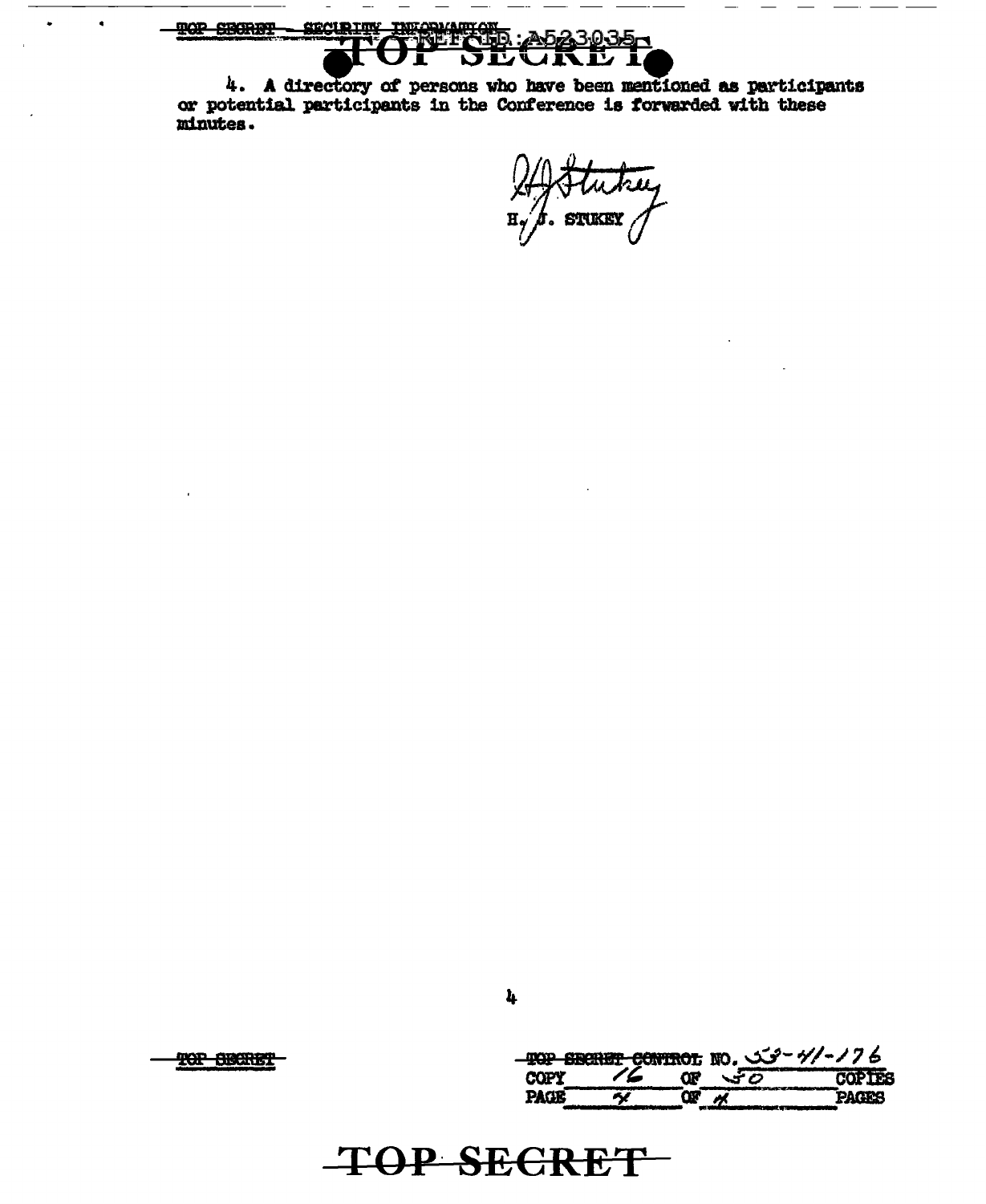4. A directory of persons who have been mentioned as participants or potential participants in the Conference is forwarded with these minutes.

H. J. STUKEY

TOP SECRET CONTROL NO. 53-41-176
COPY 16 OF 50 COPIES
PAGE 4 OF 4 PAGES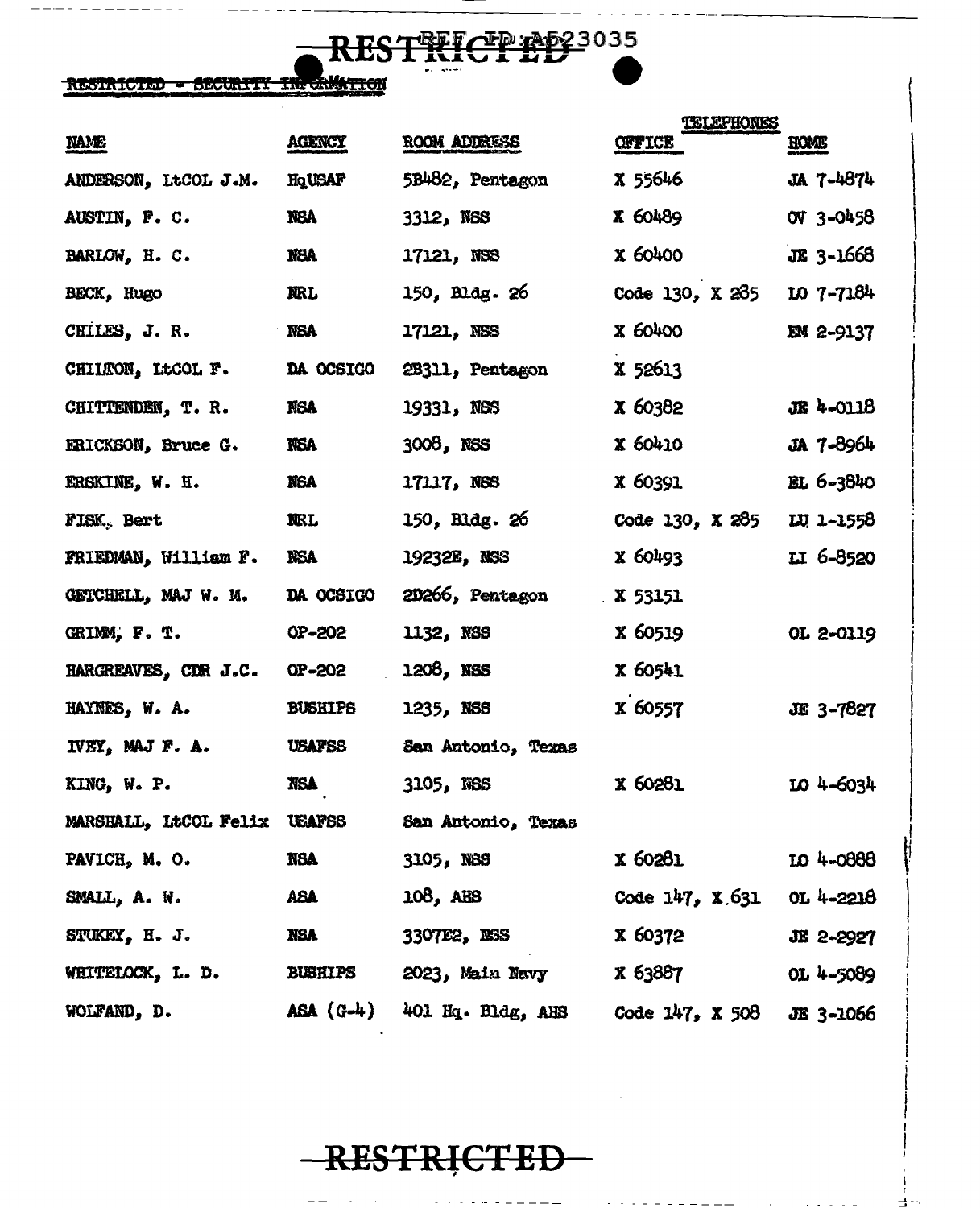RESTRICTED

REF ID:A523035

RESTRICTED - SECURITY INFORMATION

| NAME | AGENCY | ROOM ADDRESS | TELEPHONES OFFICE | TELEPHONES HOME |
|---|---|---|---|---|
| ANDERSON, LtCOL J.M. | HqUSAF | 5B482, Pentagon | X 55646 | JA 7-4874 |
| AUSTIN, F. C. | NSA | 3312, NSS | X 60489 | OV 3-0458 |
| BARLOW, H. C. | NSA | 17121, NSS | X 60400 | JE 3-1668 |
| BECK, Hugo | NRL | 150, Bldg. 26 | Code 130, X 285 | LO 7-7184 |
| CHILES, J. R. | NSA | 17121, NSS | X 60400 | EM 2-9137 |
| CHILTON, LtCOL F. | DA OCSIGO | 2B311, Pentagon | X 52613 | |
| CHITTENDEN, T. R. | NSA | 19331, NSS | X 60382 | JE 4-0118 |
| ERICKSON, Bruce G. | NSA | 3008, NSS | X 60410 | JA 7-8964 |
| ERSKINE, W. H. | NSA | 17117, NSS | X 60391 | EL 6-3840 |
| FISK, Bert | NRL | 150, Bldg. 26 | Code 130, X 285 | LU 1-1558 |
| FRIEDMAN, William F. | NSA | 19232E, NSS | X 60493 | LI 6-8520 |
| GETCHELL, MAJ W. M. | DA OCSIGO | 2D266, Pentagon | X 53151 | |
| GRIMM, F. T. | OP-202 | 1132, NSS | X 60519 | OL 2-0119 |
| HARGREAVES, CDR J.C. | OP-202 | 1208, NSS | X 60541 | |
| HAYNES, W. A. | BUSHIPS | 1235, NSS | X 60557 | JE 3-7827 |
| IVEY, MAJ F. A. | USAFSS | San Antonio, Texas | | |
| KING, W. P. | NSA | 3105, NSS | X 60281 | LO 4-6034 |
| MARSHALL, LtCOL Felix | USAFSS | San Antonio, Texas | | |
| PAVICH, M. O. | NSA | 3105, NSS | X 60281 | LO 4-0888 |
| SMALL, A. W. | ASA | 108, AHS | Code 147, X 631 | OL 4-2218 |
| STUKEY, H. J. | NSA | 3307E2, NSS | X 60372 | JE 2-2927 |
| WHITELOCK, L. D. | BUSHIPS | 2023, Main Navy | X 63887 | OL 4-5089 |
| WOLFAND, D. | ASA (G-4) | 401 Hq. Bldg, AHS | Code 147, X 508 | JE 3-1066 |

RESTRICTED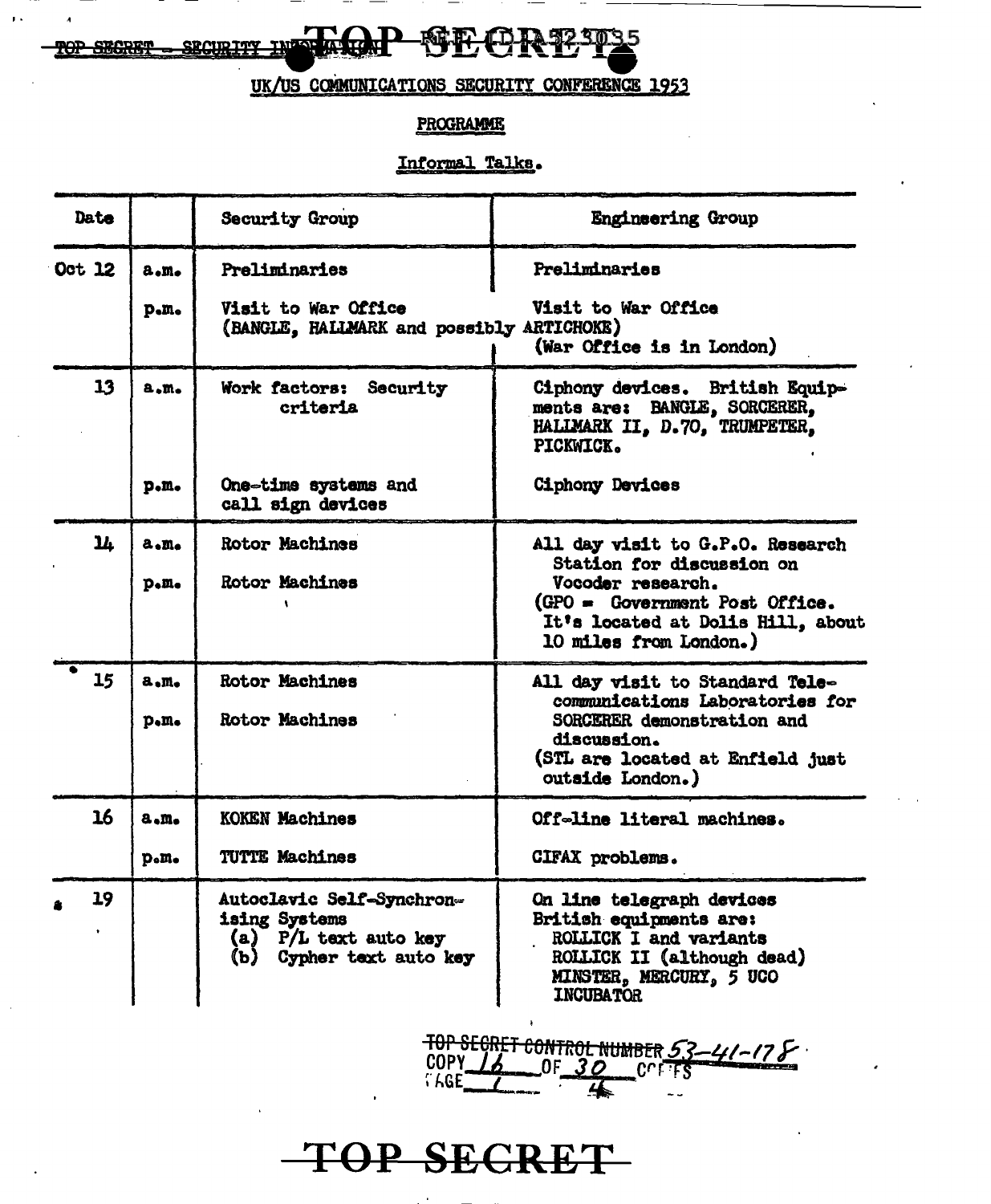TOP SECRET - SECURITY INFORMATION — TOP SECRET — REF ID:A523035

## UK/US COMMUNICATIONS SECURITY CONFERENCE 1953

### PROGRAMME

#### Informal Talks.

| Date | | Security Group | Engineering Group |
|---|---|---|---|
| Oct 12 | a.m. | Preliminaries | Preliminaries |
| | p.m. | Visit to War Office (BANGLE, HALLMARK and possibly ARTICHOKE) | Visit to War Office (War Office is in London) |
| 13 | a.m. | Work factors: Security criteria | Ciphony devices. British Equipments are: BANGLE, SORCERER, HALLMARK II, D.70, TRUMPETER, PICKWICK. |
| | p.m. | One-time systems and call sign devices | Ciphony Devices |
| 14 | a.m. | Rotor Machines | All day visit to G.P.O. Research Station for discussion on Vocoder research. (GPO = Government Post Office. It's located at Dolis Hill, about 10 miles from London.) |
| | p.m. | Rotor Machines | |
| 15 | a.m. | Rotor Machines | All day visit to Standard Telecommunications Laboratories for SORCERER demonstration and discussion. (STL are located at Enfield just outside London.) |
| | p.m. | Rotor Machines | |
| 16 | a.m. | KOKEN Machines | Off-line literal machines. |
| | p.m. | TUTTE Machines | CIFAX problems. |
| 19 | | Autoclavic Self-Synchronising Systems (a) P/L text auto key (b) Cypher text auto key | On line telegraph devices British equipments are: ROLLICK I and variants ROLLICK II (although dead) MINSTER, MERCURY, 5 UCO INCUBATOR |

TOP SECRET CONTROL NUMBER 53-41-178
COPY 16 OF 30 COPIES
PAGE 1 OF 4

TOP SECRET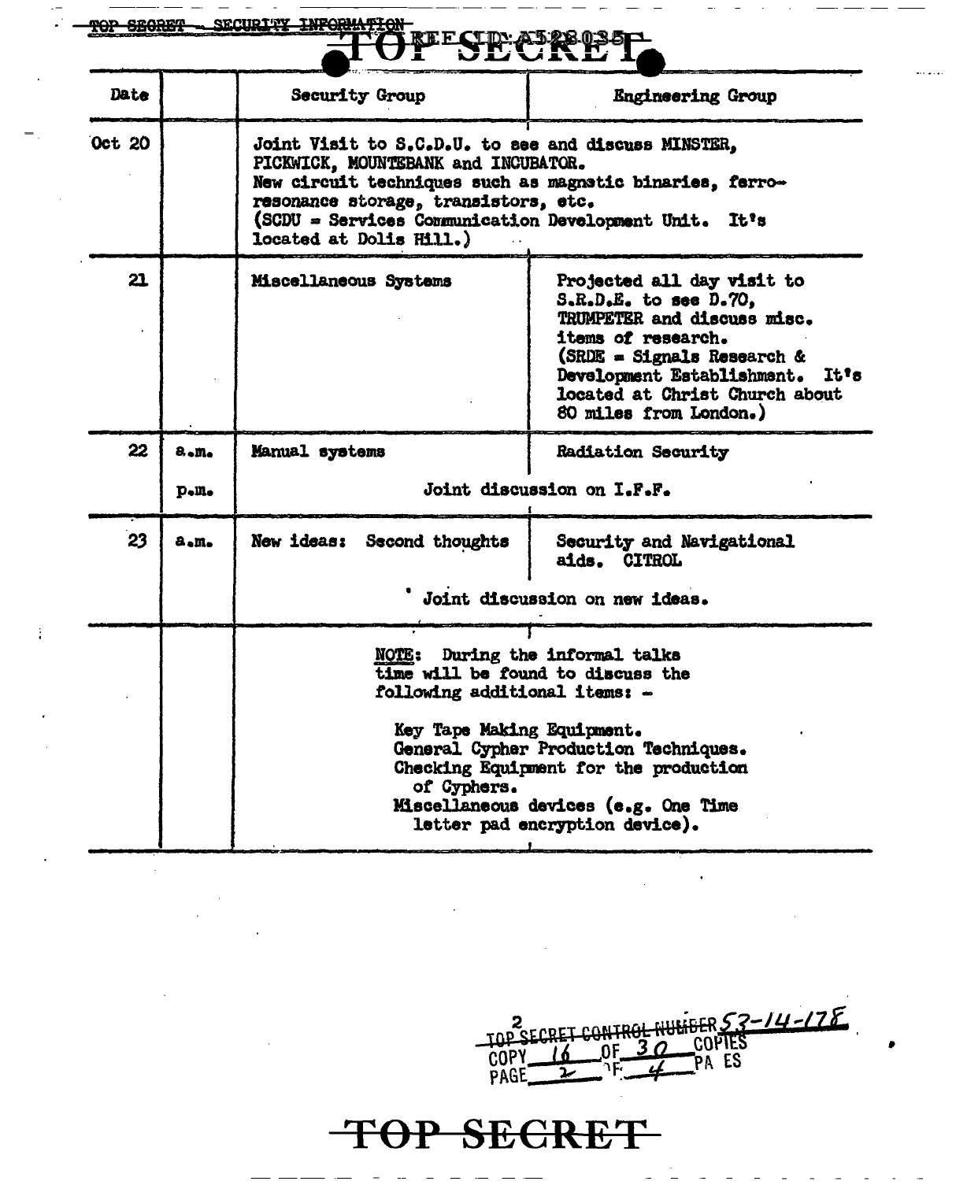TOP SECRET - SECURITY INFORMATION

REF ID:A528035

# TOP SECRET

| Date | | Security Group | Engineering Group |
|---|---|---|---|
| Oct 20 | | Joint Visit to S.C.D.U. to see and discuss MINSTER, PICKWICK, MOUNTEBANK and INCUBATOR. New circuit techniques such as magnetic binaries, ferro-resonance storage, transistors, etc. (SCDU = Services Communication Development Unit. It's located at Dolis Hill.) | |
| 21 | | Miscellaneous Systems | Projected all day visit to S.R.D.E. to see D.70, TRUMPETER and discuss misc. items of research. (SRDE = Signals Research & Development Establishment. It's located at Christ Church about 80 miles from London.) |
| 22 | a.m. | Manual systems | Radiation Security |
| | p.m. | Joint discussion on I.F.F. | |
| 23 | a.m. | New ideas: Second thoughts | Security and Navigational aids. CITROL |
| | | Joint discussion on new ideas. | |
| | | NOTE: During the informal talks time will be found to discuss the following additional items: - Key Tape Making Equipment. General Cypher Production Techniques. Checking Equipment for the production of Cyphers. Miscellaneous devices (e.g. One Time letter pad encryption device). | |

TOP SECRET CONTROL NUMBER 53-14-178
COPY 16 OF 30 COPIES
PAGE 2 OF 4 PAGES

# TOP SECRET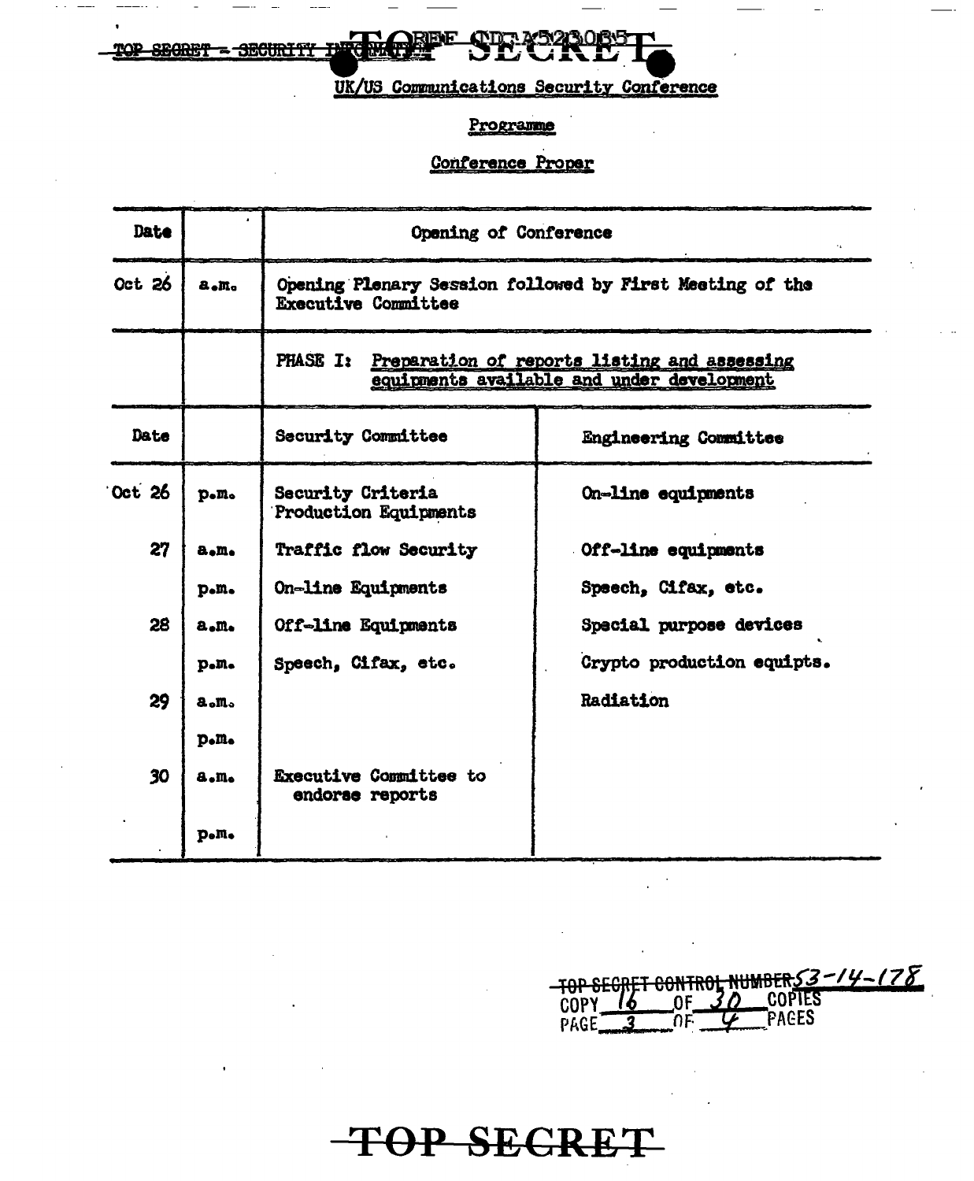TOP SECRET - SECURITY INFORMATION

REF ID:A523085

TOP SECRET

UK/US Communications Security Conference

Programme

Conference Proper

| Date | | Opening of Conference | |
|---|---|---|---|
| Oct 26 | a.m. | Opening Plenary Session followed by First Meeting of the Executive Committee | |
| | | PHASE I: Preparation of reports listing and assessing equipments available and under development | |
| **Date** | | **Security Committee** | **Engineering Committee** |
| Oct 26 | p.m. | Security Criteria Production Equipments | On-line equipments |
| 27 | a.m. | Traffic flow Security | Off-line equipments |
| | p.m. | On-line Equipments | Speech, Cifax, etc. |
| 28 | a.m. | Off-line Equipments | Special purpose devices |
| | p.m. | Speech, Cifax, etc. | Crypto production equipts. |
| 29 | a.m. | | Radiation |
| | p.m. | | |
| 30 | a.m. | Executive Committee to endorse reports | |
| | p.m. | | |

~~TOP SECRET CONTROL NUMBER~~ 53-14-178
COPY 16 OF 30 COPIES
PAGE 3 OF 4 PAGES

TOP SECRET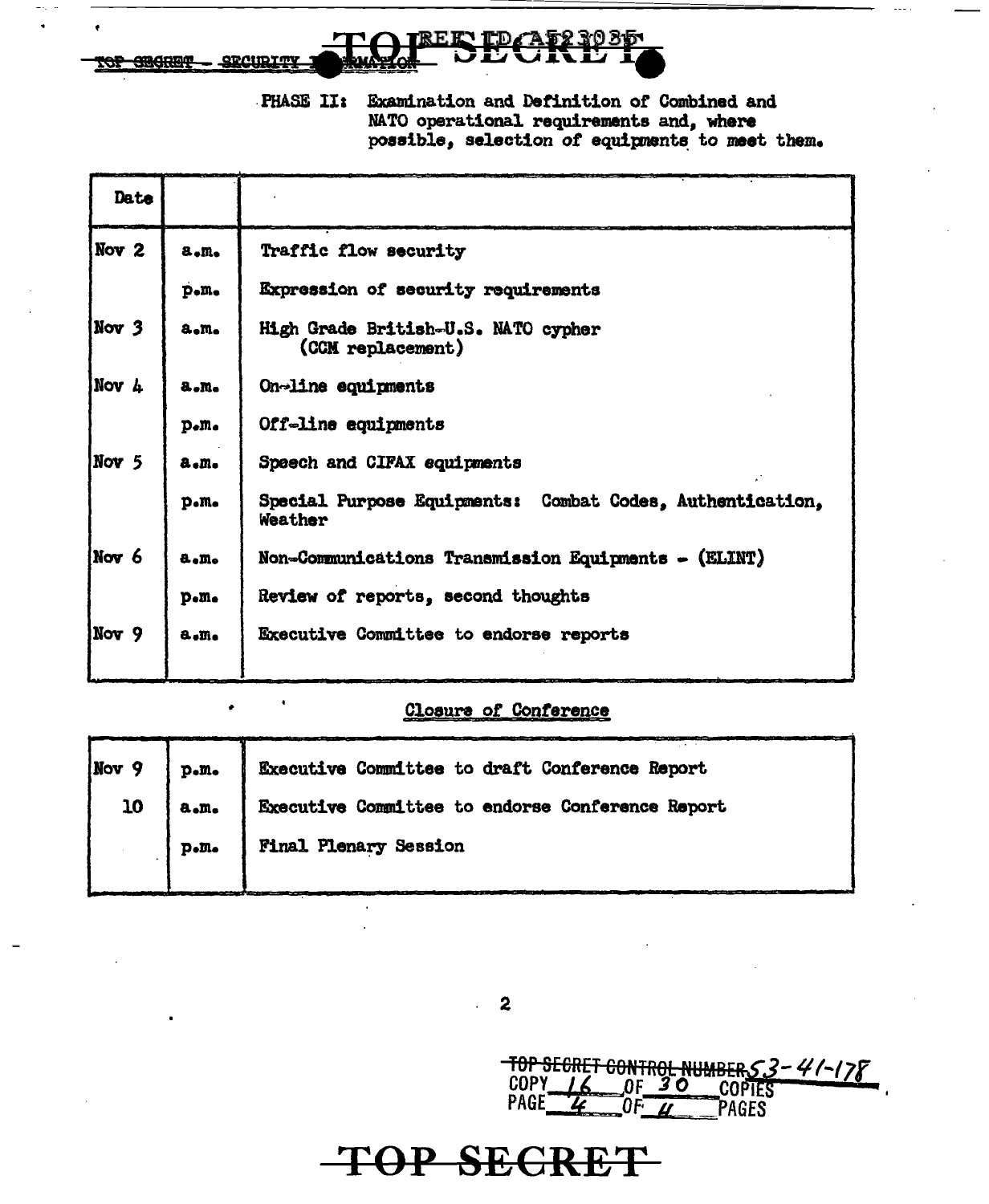PHASE II: Examination and Definition of Combined and NATO operational requirements and, where possible, selection of equipments to meet them.

| Date | | |
|---|---|---|
| Nov 2 | a.m. | Traffic flow security |
| | p.m. | Expression of security requirements |
| Nov 3 | a.m. | High Grade British-U.S. NATO cypher (CCM replacement) |
| Nov 4 | a.m. | On-line equipments |
| | p.m. | Off-line equipments |
| Nov 5 | a.m. | Speech and CIFAX equipments |
| | p.m. | Special Purpose Equipments: Combat Codes, Authentication, Weather |
| Nov 6 | a.m. | Non-Communications Transmission Equipments - (ELINT) |
| | p.m. | Review of reports, second thoughts |
| Nov 9 | a.m. | Executive Committee to endorse reports |

Closure of Conference

| | | |
|---|---|---|
| Nov 9 | p.m. | Executive Committee to draft Conference Report |
| 10 | a.m. | Executive Committee to endorse Conference Report |
| | p.m. | Final Plenary Session |

~~TOP SECRET CONTROL NUMBER~~ 53-41-178
COPY 16 OF 30 COPIES
PAGE 4 OF 4 PAGES